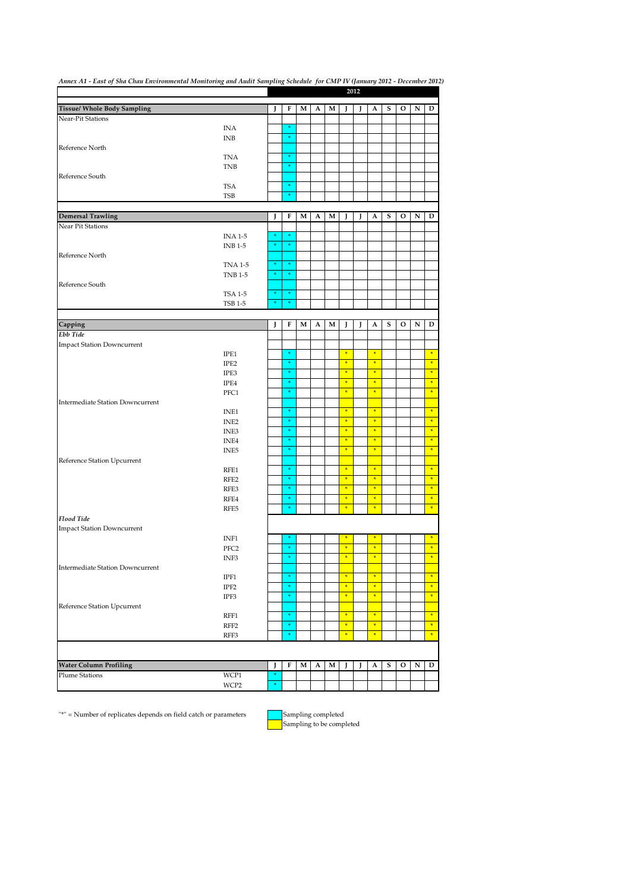*Annex A1 - East of Sha Chau Environmental Monitoring and Audit Sampling Schedule for CMP IV (January 2012 - December 2012)*

| | | 2012 | | | | | | | | | | | |
|---|---|---|---|---|---|---|---|---|---|---|---|---|---|
| **Tissue/ Whole Body Sampling** | | **J** | **F** | **M** | **A** | **M** | **J** | **J** | **A** | **S** | **O** | **N** | **D** |
| Near-Pit Stations | | | | | | | | | | | | | |
| | INA | | * | | | | | | | | | | |
| | INB | | * | | | | | | | | | | |
| Reference North | | | | | | | | | | | | | |
| | TNA | | * | | | | | | | | | | |
| | TNB | | * | | | | | | | | | | |
| Reference South | | | | | | | | | | | | | |
| | TSA | | * | | | | | | | | | | |
| | TSB | | * | | | | | | | | | | |
| **Demersal Trawling** | | **J** | **F** | **M** | **A** | **M** | **J** | **J** | **A** | **S** | **O** | **N** | **D** |
| Near Pit Stations | | | | | | | | | | | | | |
| | INA 1-5 | * | * | | | | | | | | | | |
| | INB 1-5 | * | * | | | | | | | | | | |
| Reference North | | | | | | | | | | | | | |
| | TNA 1-5 | * | * | | | | | | | | | | |
| | TNB 1-5 | * | * | | | | | | | | | | |
| Reference South | | | | | | | | | | | | | |
| | TSA 1-5 | * | * | | | | | | | | | | |
| | TSB 1-5 | * | * | | | | | | | | | | |
| **Capping** | | **J** | **F** | **M** | **A** | **M** | **J** | **J** | **A** | **S** | **O** | **N** | **D** |
| ***Ebb Tide*** | | | | | | | | | | | | | |
| Impact Station Downcurrent | | | | | | | | | | | | | |
| | IPE1 | | * | | | | * | | * | | | | * |
| | IPE2 | | * | | | | * | | * | | | | * |
| | IPE3 | | * | | | | * | | * | | | | * |
| | IPE4 | | * | | | | * | | * | | | | * |
| | PFC1 | | * | | | | * | | * | | | | * |
| Intermediate Station Downcurrent | | | | | | | | | | | | | |
| | INE1 | | * | | | | * | | * | | | | * |
| | INE2 | | * | | | | * | | * | | | | * |
| | INE3 | | * | | | | * | | * | | | | * |
| | INE4 | | * | | | | * | | * | | | | * |
| | INE5 | | * | | | | * | | * | | | | * |
| Reference Station Upcurrent | | | | | | | | | | | | | |
| | RFE1 | | * | | | | * | | * | | | | * |
| | RFE2 | | * | | | | * | | * | | | | * |
| | RFE3 | | * | | | | * | | * | | | | * |
| | RFE4 | | * | | | | * | | * | | | | * |
| | RFE5 | | * | | | | * | | * | | | | * |
| ***Flood Tide*** | | | | | | | | | | | | | |
| Impact Station Downcurrent | | | | | | | | | | | | | |
| | INF1 | | * | | | | * | | * | | | | * |
| | PFC2 | | * | | | | * | | * | | | | * |
| | INF3 | | * | | | | * | | * | | | | * |
| Intermediate Station Downcurrent | | | | | | | | | | | | | |
| | IPF1 | | * | | | | * | | * | | | | * |
| | IPF2 | | * | | | | * | | * | | | | * |
| | IPF3 | | * | | | | * | | * | | | | * |
| Reference Station Upcurrent | | | | | | | | | | | | | |
| | RFF1 | | * | | | | * | | * | | | | * |
| | RFF2 | | * | | | | * | | * | | | | * |
| | RFF3 | | * | | | | * | | * | | | | * |
| **Water Column Profiling** | | **J** | **F** | **M** | **A** | **M** | **J** | **J** | **A** | **S** | **O** | **N** | **D** |
| Plume Stations | WCP1 | * | | | | | | | | | | | |
| | WCP2 | * | | | | | | | | | | | |

"*" = Number of replicates depends on field catch or parameters

Sampling completed (cyan)

Sampling to be completed (yellow)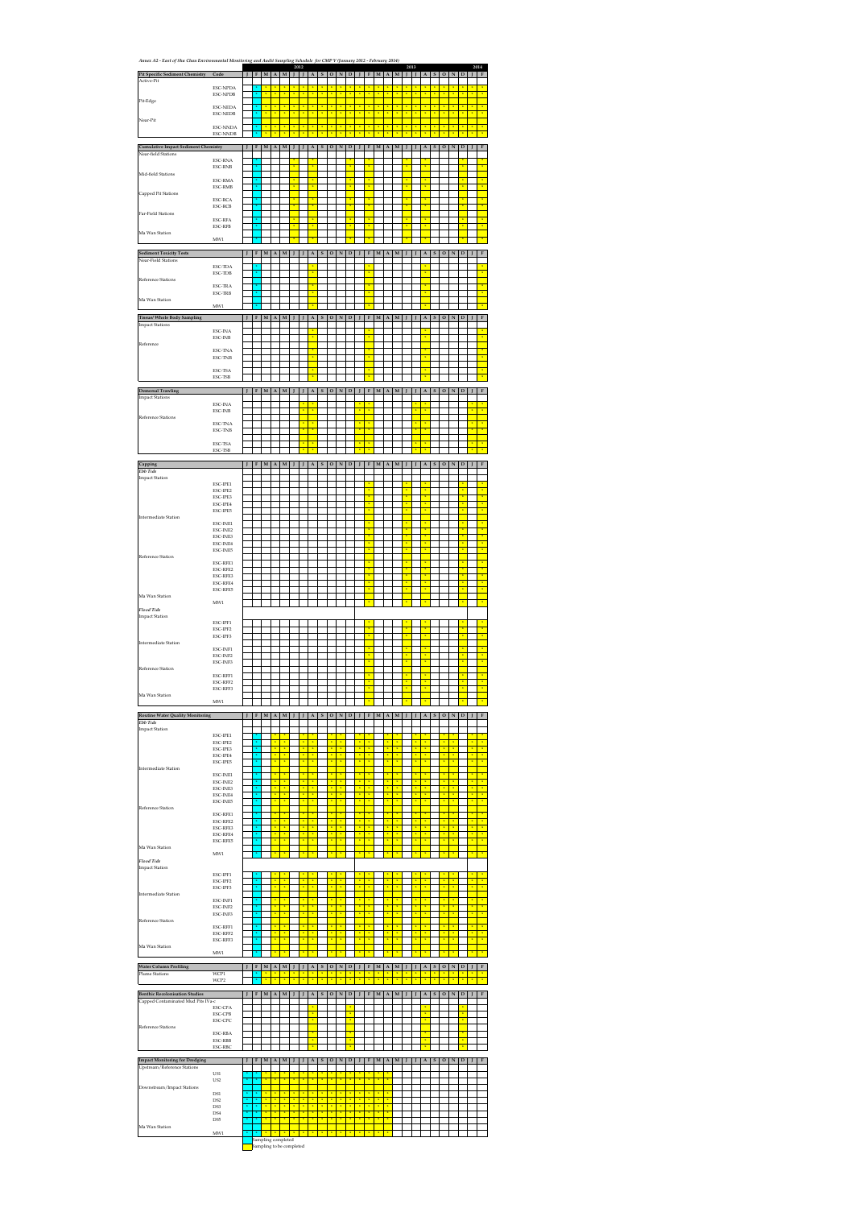*Annex A2 - East of Sha Chau Environmental Monitoring and Audit Sampling Schedule for CMP V (January 2012 - February 2014)*

| | | 2012 | | | | | | | | | | | | 2013 | | | | | | | | | | | | 2014 | |
|---|---|---|---|---|---|---|---|---|---|---|---|---|---|---|---|---|---|---|---|---|---|---|---|---|---|---|---|
| **Pit Specific Sediment Chemistry** | **Code** | J | F | M | A | M | J | J | A | S | O | N | D | J | F | M | A | M | J | J | A | S | O | N | D | J | F |
| Active-Pit | | | | | | | | | | | | | | | | | | | | | | | | | | | |
| | ESC-NPDA | | * | * | * | * | * | * | * | * | * | * | * | * | * | * | * | * | * | * | * | * | * | * | * | * | * |
| | ESC-NPDB | | * | * | * | * | * | * | * | * | * | * | * | * | * | * | * | * | * | * | * | * | * | * | * | * | * |
| Pit-Edge | | | | | | | | | | | | | | | | | | | | | | | | | | | |
| | ESC-NEDA | | * | * | * | * | * | * | * | * | * | * | * | * | * | * | * | * | * | * | * | * | * | * | * | * | * |
| | ESC-NEDB | | * | * | * | * | * | * | * | * | * | * | * | * | * | * | * | * | * | * | * | * | * | * | * | * | * |
| Near-Pit | | | | | | | | | | | | | | | | | | | | | | | | | | | |
| | ESC-NNDA | | * | * | * | * | * | * | * | * | * | * | * | * | * | * | * | * | * | * | * | * | * | * | * | * | * |
| | ESC-NNDB | | * | * | * | * | * | * | * | * | * | * | * | * | * | * | * | * | * | * | * | * | * | * | * | * | * |

| **Cumulative Impact Sediment Chemistry** | | J | F | M | A | M | J | J | A | S | O | N | D | J | F | M | A | M | J | J | A | S | O | N | D | J | F |
|---|---|---|---|---|---|---|---|---|---|---|---|---|---|---|---|---|---|---|---|---|---|---|---|---|---|---|---|
| Near-field Stations | | | | | | | | | | | | | | | | | | | | | | | | | | | |
| | ESC-RNA | | * | | | | * | | * | | | | * | | * | | | | * | | * | | | | * | | * |
| | ESC-RNB | | * | | | | * | | * | | | | * | | * | | | | * | | * | | | | * | | * |
| Mid-field Stations | | | | | | | | | | | | | | | | | | | | | | | | | | | |
| | ESC-RMA | | * | | | | * | | * | | | | * | | * | | | | * | | * | | | | * | | * |
| | ESC-RMB | | * | | | | * | | * | | | | * | | * | | | | * | | * | | | | * | | * |
| Capped Pit Stations | | | | | | | | | | | | | | | | | | | | | | | | | | | |
| | ESC-RCA | | * | | | | * | | * | | | | * | | * | | | | * | | * | | | | * | | * |
| | ESC-RCB | | * | | | | * | | * | | | | * | | * | | | | * | | * | | | | * | | * |
| Far-Field Stations | | | | | | | | | | | | | | | | | | | | | | | | | | | |
| | ESC-RFA | | * | | | | * | | * | | | | * | | * | | | | * | | * | | | | * | | * |
| | ESC-RFB | | * | | | | * | | * | | | | * | | * | | | | * | | * | | | | * | | * |
| Ma Wan Station | | | | | | | | | | | | | | | | | | | | | | | | | | | |
| | MW1 | | * | | | | * | | * | | | | * | | * | | | | * | | * | | | | * | | * |

| **Sediment Toxicity Tests** | | J | F | M | A | M | J | J | A | S | O | N | D | J | F | M | A | M | J | J | A | S | O | N | D | J | F |
|---|---|---|---|---|---|---|---|---|---|---|---|---|---|---|---|---|---|---|---|---|---|---|---|---|---|---|---|
| Near-Field Stations | | | | | | | | | | | | | | | | | | | | | | | | | | | |
| | ESC-TDA | | * | | | | | | * | | | | | | * | | | | | | * | | | | | | * |
| | ESC-TDB | | * | | | | | | * | | | | | | * | | | | | | * | | | | | | * |
| Reference Stations | | | | | | | | | | | | | | | | | | | | | | | | | | | |
| | ESC-TRA | | * | | | | | | * | | | | | | * | | | | | | * | | | | | | * |
| | ESC-TRB | | * | | | | | | * | | | | | | * | | | | | | * | | | | | | * |
| Ma Wan Station | | | | | | | | | | | | | | | | | | | | | | | | | | | |
| | MW1 | | * | | | | | | * | | | | | | * | | | | | | * | | | | | | * |

| **Tissue/ Whole Body Sampling** | | J | F | M | A | M | J | J | A | S | O | N | D | J | F | M | A | M | J | J | A | S | O | N | D | J | F |
|---|---|---|---|---|---|---|---|---|---|---|---|---|---|---|---|---|---|---|---|---|---|---|---|---|---|---|---|
| Impact Stations | | | | | | | | | | | | | | | | | | | | | | | | | | | |
| | ESC-INA | | | | | | | | * | | | | | | * | | | | | | * | | | | | | * |
| | ESC-INB | | | | | | | | * | | | | | | * | | | | | | * | | | | | | * |
| Reference | | | | | | | | | | | | | | | | | | | | | | | | | | | |
| | ESC-TNA | | | | | | | | * | | | | | | * | | | | | | * | | | | | | * |
| | ESC-TNB | | | | | | | | * | | | | | | * | | | | | | * | | | | | | * |
| | ESC-TSA | | | | | | | | * | | | | | | * | | | | | | * | | | | | | * |
| | ESC-TSB | | | | | | | | * | | | | | | * | | | | | | * | | | | | | * |

| **Demersal Trawling** | | J | F | M | A | M | J | J | A | S | O | N | D | J | F | M | A | M | J | J | A | S | O | N | D | J | F |
|---|---|---|---|---|---|---|---|---|---|---|---|---|---|---|---|---|---|---|---|---|---|---|---|---|---|---|---|
| Impact Stations | | | | | | | | | | | | | | | | | | | | | | | | | | | |
| | ESC-INA | | | | | | | * | * | | | | | * | * | | | | | * | * | | | | | * | * |
| | ESC-INB | | | | | | | * | * | | | | | * | * | | | | | * | * | | | | | * | * |
| Reference Stations | | | | | | | | | | | | | | | | | | | | | | | | | | | |
| | ESC-TNA | | | | | | | * | * | | | | | * | * | | | | | * | * | | | | | * | * |
| | ESC-TNB | | | | | | | * | * | | | | | * | * | | | | | * | * | | | | | * | * |
| | ESC-TSA | | | | | | | * | * | | | | | * | * | | | | | * | * | | | | | * | * |
| | ESC-TSB | | | | | | | * | * | | | | | * | * | | | | | * | * | | | | | * | * |

| **Capping** | | J | F | M | A | M | J | J | A | S | O | N | D | J | F | M | A | M | J | J | A | S | O | N | D | J | F |
|---|---|---|---|---|---|---|---|---|---|---|---|---|---|---|---|---|---|---|---|---|---|---|---|---|---|---|---|
| ***Ebb Tide*** | | | | | | | | | | | | | | | | | | | | | | | | | | | |
| Impact Station | | | | | | | | | | | | | | | | | | | | | | | | | | | |
| | ESC-IPE1 | | | | | | | | | | | | | | * | | | | * | | * | | | | * | | * |
| | ESC-IPE2 | | | | | | | | | | | | | | * | | | | * | | * | | | | * | | * |
| | ESC-IPE3 | | | | | | | | | | | | | | * | | | | * | | * | | | | * | | * |
| | ESC-IPE4 | | | | | | | | | | | | | | * | | | | * | | * | | | | * | | * |
| | ESC-IPE5 | | | | | | | | | | | | | | * | | | | * | | * | | | | * | | * |
| Intermediate Station | | | | | | | | | | | | | | | | | | | | | | | | | | | |
| | ESC-INE1 | | | | | | | | | | | | | | * | | | | * | | * | | | | * | | * |
| | ESC-INE2 | | | | | | | | | | | | | | * | | | | * | | * | | | | * | | * |
| | ESC-INE3 | | | | | | | | | | | | | | * | | | | * | | * | | | | * | | * |
| | ESC-INE4 | | | | | | | | | | | | | | * | | | | * | | * | | | | * | | * |
| | ESC-INE5 | | | | | | | | | | | | | | * | | | | * | | * | | | | * | | * |
| Reference Station | | | | | | | | | | | | | | | | | | | | | | | | | | | |
| | ESC-RFE1 | | | | | | | | | | | | | | * | | | | * | | * | | | | * | | * |
| | ESC-RFE2 | | | | | | | | | | | | | | * | | | | * | | * | | | | * | | * |
| | ESC-RFE3 | | | | | | | | | | | | | | * | | | | * | | * | | | | * | | * |
| | ESC-RFE4 | | | | | | | | | | | | | | * | | | | * | | * | | | | * | | * |
| | ESC-RFE5 | | | | | | | | | | | | | | * | | | | * | | * | | | | * | | * |
| Ma Wan Station | | | | | | | | | | | | | | | | | | | | | | | | | | | |
| | MW1 | | | | | | | | | | | | | | * | | | | * | | * | | | | * | | * |
| ***Flood Tide*** | | | | | | | | | | | | | | | | | | | | | | | | | | | |
| Impact Station | | | | | | | | | | | | | | | | | | | | | | | | | | | |
| | ESC-IPF1 | | | | | | | | | | | | | | * | | | | * | | * | | | | * | | * |
| | ESC-IPF2 | | | | | | | | | | | | | | * | | | | * | | * | | | | * | | * |
| | ESC-IPF3 | | | | | | | | | | | | | | * | | | | * | | * | | | | * | | * |
| Intermediate Station | | | | | | | | | | | | | | | | | | | | | | | | | | | |
| | ESC-INF1 | | | | | | | | | | | | | | * | | | | * | | * | | | | * | | * |
| | ESC-INF2 | | | | | | | | | | | | | | * | | | | * | | * | | | | * | | * |
| | ESC-INF3 | | | | | | | | | | | | | | * | | | | * | | * | | | | * | | * |
| Reference Station | | | | | | | | | | | | | | | | | | | | | | | | | | | |
| | ESC-RFF1 | | | | | | | | | | | | | | * | | | | * | | * | | | | * | | * |
| | ESC-RFF2 | | | | | | | | | | | | | | * | | | | * | | * | | | | * | | * |
| | ESC-RFF3 | | | | | | | | | | | | | | * | | | | * | | * | | | | * | | * |
| Ma Wan Station | | | | | | | | | | | | | | | | | | | | | | | | | | | |
| | MW1 | | | | | | | | | | | | | | * | | | | * | | * | | | | * | | * |

| **Routine Water Quality Monitoring** | | J | F | M | A | M | J | J | A | S | O | N | D | J | F | M | A | M | J | J | A | S | O | N | D | J | F |
|---|---|---|---|---|---|---|---|---|---|---|---|---|---|---|---|---|---|---|---|---|---|---|---|---|---|---|---|
| ***Ebb Tide*** | | | | | | | | | | | | | | | | | | | | | | | | | | | |
| Impact Station | | | | | | | | | | | | | | | | | | | | | | | | | | | |
| | ESC-IPE1 | | * | | * | * | | * | * | | * | * | | * | * | | * | * | | * | * | | * | * | | * | * |
| | ESC-IPE2 | | * | | * | * | | * | * | | * | * | | * | * | | * | * | | * | * | | * | * | | * | * |
| | ESC-IPE3 | | * | | * | * | | * | * | | * | * | | * | * | | * | * | | * | * | | * | * | | * | * |
| | ESC-IPE4 | | * | | * | * | | * | * | | * | * | | * | * | | * | * | | * | * | | * | * | | * | * |
| | ESC-IPE5 | | * | | * | * | | * | * | | * | * | | * | * | | * | * | | * | * | | * | * | | * | * |
| Intermediate Station | | | | | | | | | | | | | | | | | | | | | | | | | | | |
| | ESC-INE1 | | * | | * | * | | * | * | | * | * | | * | * | | * | * | | * | * | | * | * | | * | * |
| | ESC-INE2 | | * | | * | * | | * | * | | * | * | | * | * | | * | * | | * | * | | * | * | | * | * |
| | ESC-INE3 | | * | | * | * | | * | * | | * | * | | * | * | | * | * | | * | * | | * | * | | * | * |
| | ESC-INE4 | | * | | * | * | | * | * | | * | * | | * | * | | * | * | | * | * | | * | * | | * | * |
| | ESC-INE5 | | * | | * | * | | * | * | | * | * | | * | * | | * | * | | * | * | | * | * | | * | * |
| Reference Station | | | | | | | | | | | | | | | | | | | | | | | | | | | |
| | ESC-RFE1 | | * | | * | * | | * | * | | * | * | | * | * | | * | * | | * | * | | * | * | | * | * |
| | ESC-RFE2 | | * | | * | * | | * | * | | * | * | | * | * | | * | * | | * | * | | * | * | | * | * |
| | ESC-RFE3 | | * | | * | * | | * | * | | * | * | | * | * | | * | * | | * | * | | * | * | | * | * |
| | ESC-RFE4 | | * | | * | * | | * | * | | * | * | | * | * | | * | * | | * | * | | * | * | | * | * |
| | ESC-RFE5 | | * | | * | * | | * | * | | * | * | | * | * | | * | * | | * | * | | * | * | | * | * |
| Ma Wan Station | | | | | | | | | | | | | | | | | | | | | | | | | | | |
| | MW1 | | * | | * | * | | * | * | | * | * | | * | * | | * | * | | * | * | | * | * | | * | * |
| ***Flood Tide*** | | | | | | | | | | | | | | | | | | | | | | | | | | | |
| Impact Station | | | | | | | | | | | | | | | | | | | | | | | | | | | |
| | ESC-IPF1 | | * | | * | * | | * | * | | * | * | | * | * | | * | * | | * | * | | * | * | | * | * |
| | ESC-IPF2 | | * | | * | * | | * | * | | * | * | | * | * | | * | * | | * | * | | * | * | | * | * |
| | ESC-IPF3 | | * | | * | * | | * | * | | * | * | | * | * | | * | * | | * | * | | * | * | | * | * |
| Intermediate Station | | | | | | | | | | | | | | | | | | | | | | | | | | | |
| | ESC-INF1 | | * | | * | * | | * | * | | * | * | | * | * | | * | * | | * | * | | * | * | | * | * |
| | ESC-INF2 | | * | | * | * | | * | * | | * | * | | * | * | | * | * | | * | * | | * | * | | * | * |
| | ESC-INF3 | | * | | * | * | | * | * | | * | * | | * | * | | * | * | | * | * | | * | * | | * | * |
| Reference Station | | | | | | | | | | | | | | | | | | | | | | | | | | | |
| | ESC-RFF1 | | * | | * | * | | * | * | | * | * | | * | * | | * | * | | * | * | | * | * | | * | * |
| | ESC-RFF2 | | * | | * | * | | * | * | | * | * | | * | * | | * | * | | * | * | | * | * | | * | * |
| | ESC-RFF3 | | * | | * | * | | * | * | | * | * | | * | * | | * | * | | * | * | | * | * | | * | * |
| Ma Wan Station | | | | | | | | | | | | | | | | | | | | | | | | | | | |
| | MW1 | | * | | * | * | | * | * | | * | * | | * | * | | * | * | | * | * | | * | * | | * | * |

| **Water Column Profiling** | | J | F | M | A | M | J | J | A | S | O | N | D | J | F | M | A | M | J | J | A | S | O | N | D | J | F |
|---|---|---|---|---|---|---|---|---|---|---|---|---|---|---|---|---|---|---|---|---|---|---|---|---|---|---|---|
| Plume Stations | WCP1 | | * | * | * | * | * | * | * | * | * | * | * | * | * | * | * | * | * | * | * | * | * | * | * | * | * |
| | WCP2 | | * | * | * | * | * | * | * | * | * | * | * | * | * | * | * | * | * | * | * | * | * | * | * | * | * |

| **Benthic Recolonisation Studies** | | J | F | M | A | M | J | J | A | S | O | N | D | J | F | M | A | M | J | J | A | S | O | N | D | J | F |
|---|---|---|---|---|---|---|---|---|---|---|---|---|---|---|---|---|---|---|---|---|---|---|---|---|---|---|---|
| Capped Contaminated Mud Pits IVa-c | | | | | | | | | | | | | | | | | | | | | | | | | | | |
| | ESC-CPA | | | | | | | | * | | | | * | | | | | | | | * | | | | * | | |
| | ESC-CPB | | | | | | | | * | | | | * | | | | | | | | * | | | | * | | |
| | ESC-CPC | | | | | | | | * | | | | * | | | | | | | | * | | | | * | | |
| Reference Stations | | | | | | | | | | | | | | | | | | | | | | | | | | | |
| | ESC-RBA | | | | | | | | * | | | | * | | | | | | | | * | | | | * | | |
| | ESC-RBB | | | | | | | | * | | | | * | | | | | | | | * | | | | * | | |
| | ESC-RBC | | | | | | | | * | | | | * | | | | | | | | * | | | | * | | |

| **Impact Monitoring for Dredging** | | J | F | M | A | M | J | J | A | S | O | N | D | J | F | M | A | M | J | J | A | S | O | N | D | J | F |
|---|---|---|---|---|---|---|---|---|---|---|---|---|---|---|---|---|---|---|---|---|---|---|---|---|---|---|---|
| Upstream/Reference Stations | | | | | | | | | | | | | | | | | | | | | | | | | | | |
| | US1 | * | * | * | * | * | * | * | * | * | * | * | * | * | * | * | * | | | | | | | | | | |
| | US2 | * | * | * | * | * | * | * | * | * | * | * | * | * | * | * | * | | | | | | | | | | |
| Downstream/Impact Stations | | | | | | | | | | | | | | | | | | | | | | | | | | | |
| | DS1 | * | * | * | * | * | * | * | * | * | * | * | * | * | * | * | * | | | | | | | | | | |
| | DS2 | * | * | * | * | * | * | * | * | * | * | * | * | * | * | * | * | | | | | | | | | | |
| | DS3 | * | * | * | * | * | * | * | * | * | * | * | * | * | * | * | * | | | | | | | | | | |
| | DS4 | * | * | * | * | * | * | * | * | * | * | * | * | * | * | * | * | | | | | | | | | | |
| | DS5 | * | * | * | * | * | * | * | * | * | * | * | * | * | * | * | * | | | | | | | | | | |
| Ma Wan Station | | | | | | | | | | | | | | | | | | | | | | | | | | | |
| | MW1 | * | * | * | * | * | * | * | * | * | * | * | * | * | * | * | * | | | | | | | | | | |

Sampling completed

Sampling to be completed